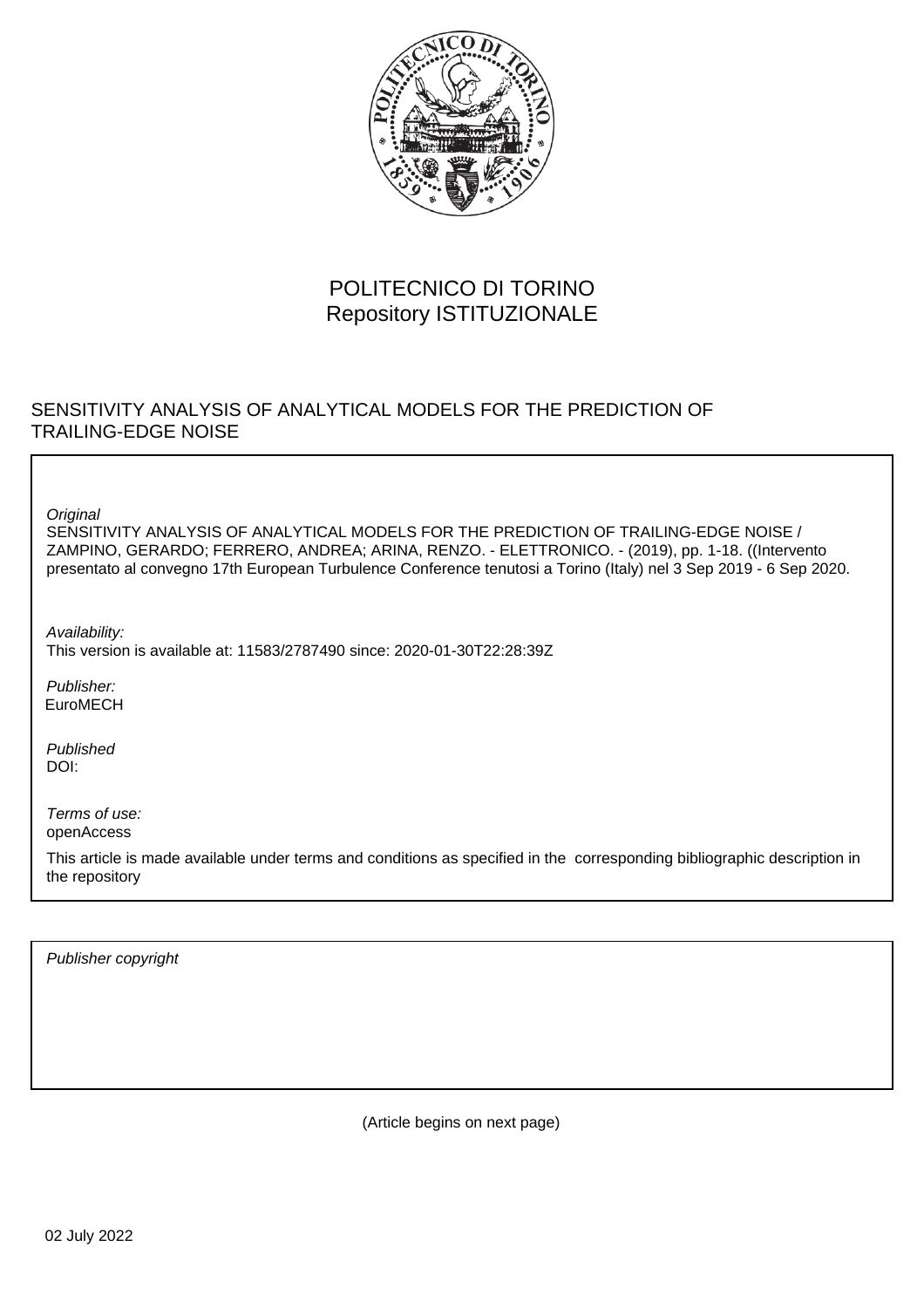POLITECNICO DI TORINO
Repository ISTITUZIONALE

SENSITIVITY ANALYSIS OF ANALYTICAL MODELS FOR THE PREDICTION OF TRAILING-EDGE NOISE

*Original*
SENSITIVITY ANALYSIS OF ANALYTICAL MODELS FOR THE PREDICTION OF TRAILING-EDGE NOISE / ZAMPINO, GERARDO; FERRERO, ANDREA; ARINA, RENZO. - ELETTRONICO. - (2019), pp. 1-18. ((Intervento presentato al convegno 17th European Turbulence Conference tenutosi a Torino (Italy) nel 3 Sep 2019 - 6 Sep 2020.

*Availability:*
This version is available at: 11583/2787490 since: 2020-01-30T22:28:39Z

*Publisher:*
EuroMECH

*Published*
DOI:

*Terms of use:*
openAccess

This article is made available under terms and conditions as specified in the corresponding bibliographic description in the repository

*Publisher copyright*

(Article begins on next page)

02 July 2022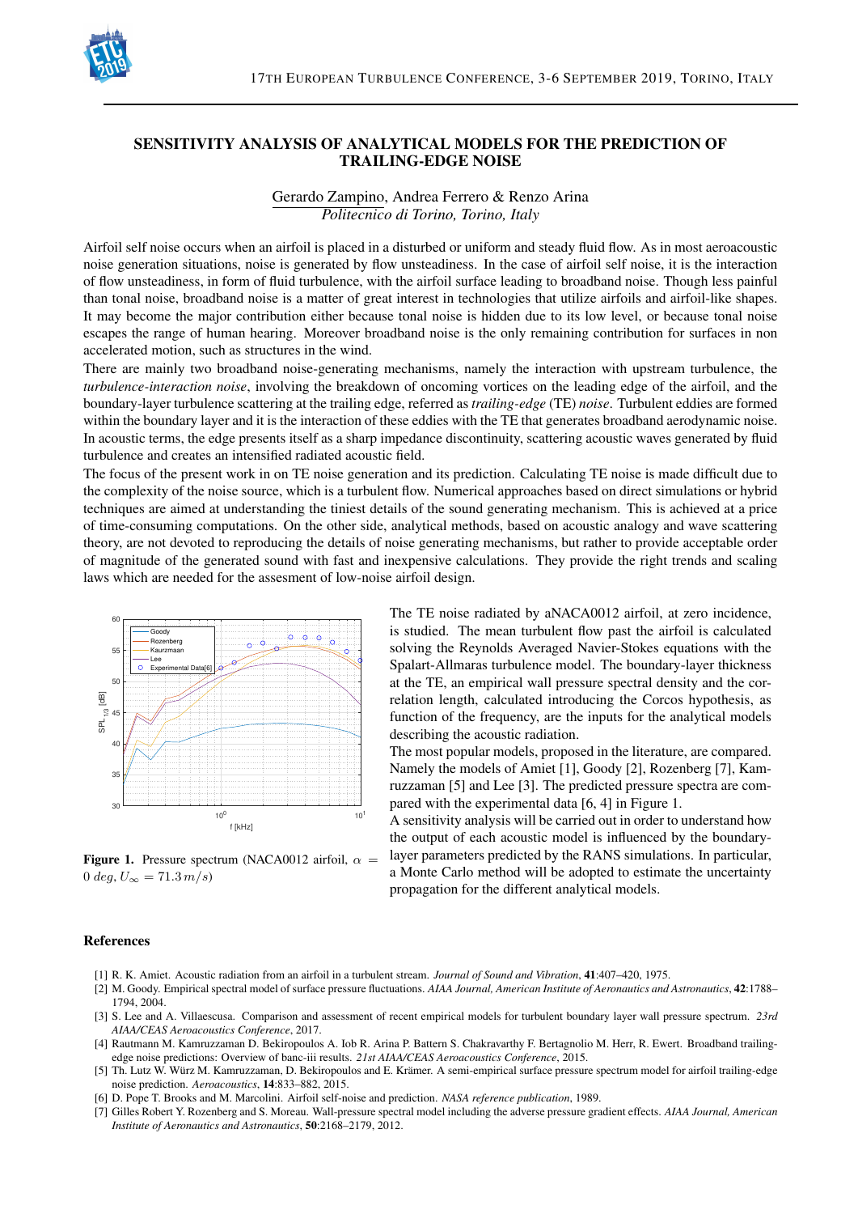# SENSITIVITY ANALYSIS OF ANALYTICAL MODELS FOR THE PREDICTION OF TRAILING-EDGE NOISE

Gerardo Zampino, Andrea Ferrero & Renzo Arina
*Politecnico di Torino, Torino, Italy*

Airfoil self noise occurs when an airfoil is placed in a disturbed or uniform and steady fluid flow. As in most aeroacoustic noise generation situations, noise is generated by flow unsteadiness. In the case of airfoil self noise, it is the interaction of flow unsteadiness, in form of fluid turbulence, with the airfoil surface leading to broadband noise. Though less painful than tonal noise, broadband noise is a matter of great interest in technologies that utilize airfoils and airfoil-like shapes. It may become the major contribution either because tonal noise is hidden due to its low level, or because tonal noise escapes the range of human hearing. Moreover broadband noise is the only remaining contribution for surfaces in non accelerated motion, such as structures in the wind.

There are mainly two broadband noise-generating mechanisms, namely the interaction with upstream turbulence, the *turbulence-interaction noise*, involving the breakdown of oncoming vortices on the leading edge of the airfoil, and the boundary-layer turbulence scattering at the trailing edge, referred as *trailing-edge* (TE) *noise*. Turbulent eddies are formed within the boundary layer and it is the interaction of these eddies with the TE that generates broadband aerodynamic noise. In acoustic terms, the edge presents itself as a sharp impedance discontinuity, scattering acoustic waves generated by fluid turbulence and creates an intensified radiated acoustic field.

The focus of the present work in on TE noise generation and its prediction. Calculating TE noise is made difficult due to the complexity of the noise source, which is a turbulent flow. Numerical approaches based on direct simulations or hybrid techniques are aimed at understanding the tiniest details of the sound generating mechanism. This is achieved at a price of time-consuming computations. On the other side, analytical methods, based on acoustic analogy and wave scattering theory, are not devoted to reproducing the details of noise generating mechanisms, but rather to provide acceptable order of magnitude of the generated sound with fast and inexpensive calculations. They provide the right trends and scaling laws which are needed for the assesment of low-noise airfoil design.

Goody
Rozenberg
Kaurzmaan
Lee
Experimental Data[6]

60
55
50
45
40
35
30

$SPL_{1/3}$ [dB]

$10^0$
$10^1$
f [kHz]

**Figure 1.** Pressure spectrum (NACA0012 airfoil, $\alpha = 0\,deg$, $U_\infty = 71.3\,m/s$)

The TE noise radiated by aNACA0012 airfoil, at zero incidence, is studied. The mean turbulent flow past the airfoil is calculated solving the Reynolds Averaged Navier-Stokes equations with the Spalart-Allmaras turbulence model. The boundary-layer thickness at the TE, an empirical wall pressure spectral density and the correlation length, calculated introducing the Corcos hypothesis, as function of the frequency, are the inputs for the analytical models describing the acoustic radiation.

The most popular models, proposed in the literature, are compared. Namely the models of Amiet [1], Goody [2], Rozenberg [7], Kamruzzaman [5] and Lee [3]. The predicted pressure spectra are compared with the experimental data [6, 4] in Figure 1.

A sensitivity analysis will be carried out in order to understand how the output of each acoustic model is influenced by the boundary-layer parameters predicted by the RANS simulations. In particular, a Monte Carlo method will be adopted to estimate the uncertainty propagation for the different analytical models.

## References

[1] R. K. Amiet. Acoustic radiation from an airfoil in a turbulent stream. *Journal of Sound and Vibration*, **41**:407–420, 1975.

[2] M. Goody. Empirical spectral model of surface pressure fluctuations. *AIAA Journal, American Institute of Aeronautics and Astronautics*, **42**:1788–1794, 2004.

[3] S. Lee and A. Villaescusa. Comparison and assessment of recent empirical models for turbulent boundary layer wall pressure spectrum. *23rd AIAA/CEAS Aeroacoustics Conference*, 2017.

[4] Rautmann M. Kamruzzaman D. Bekiropoulos A. Iob R. Arina P. Battern S. Chakravarthy F. Bertagnolio M. Herr, R. Ewert. Broadband trailing-edge noise predictions: Overview of banc-iii results. *21st AIAA/CEAS Aeroacoustics Conference*, 2015.

[5] Th. Lutz W. Würz M. Kamruzzaman, D. Bekiropoulos and E. Krämer. A semi-empirical surface pressure spectrum model for airfoil trailing-edge noise prediction. *Aeroacoustics*, **14**:833–882, 2015.

[6] D. Pope T. Brooks and M. Marcolini. Airfoil self-noise and prediction. *NASA reference publication*, 1989.

[7] Gilles Robert Y. Rozenberg and S. Moreau. Wall-pressure spectral model including the adverse pressure gradient effects. *AIAA Journal, American Institute of Aeronautics and Astronautics*, **50**:2168–2179, 2012.